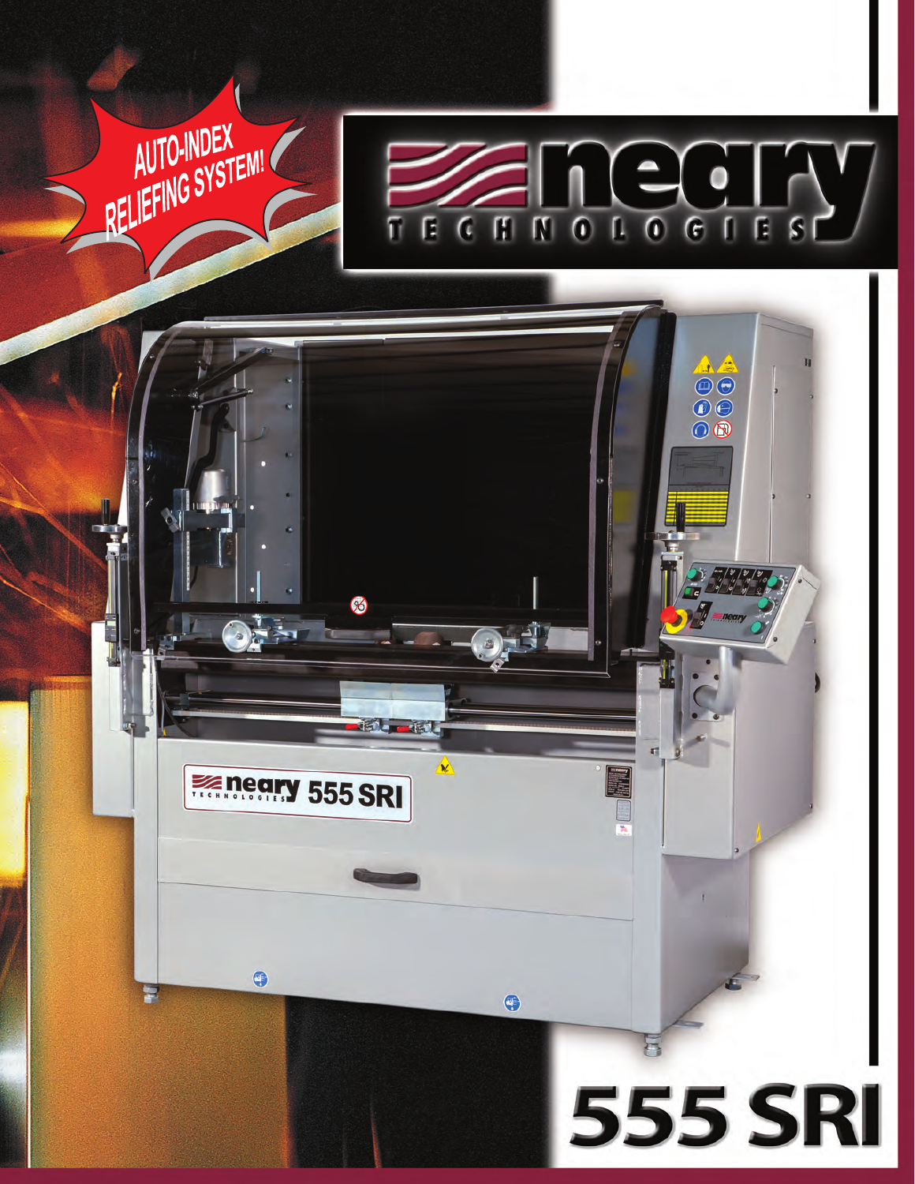AUTO-INDEX RELIEFING SYSTEM!

# neary TECHNOLOGIES

# 555 SRI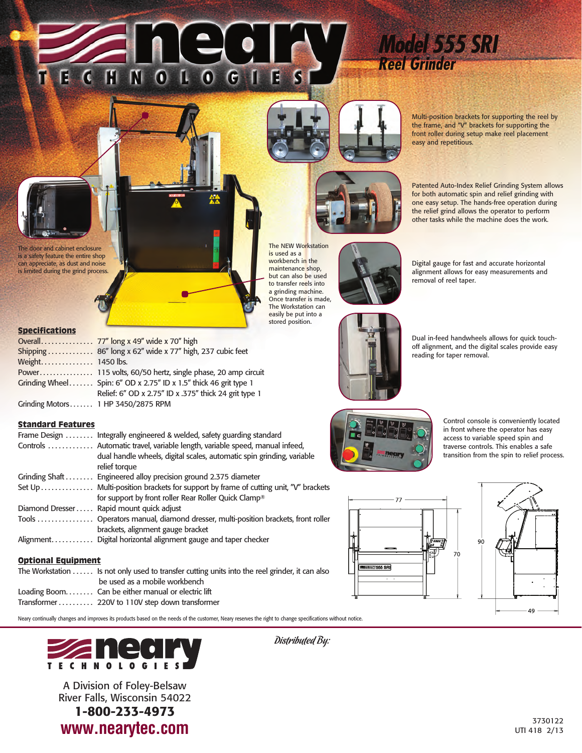# Model 555 SRI
## Reel Grinder

Multi-position brackets for supporting the reel by the frame, and "V" brackets for supporting the front roller during setup make reel placement easy and repetitious.

Patented Auto-Index Relief Grinding System allows for both automatic spin and relief grinding with one easy setup. The hands-free operation during the relief grind allows the operator to perform other tasks while the machine does the work.

The door and cabinet enclosure is a safety feature the entire shop can appreciate, as dust and noise is limited during the grind process.

The NEW Workstation is used as a workbench in the maintenance shop, but can also be used to transfer reels into a grinding machine. Once transfer is made, The Workstation can easily be put into a stored position.

Digital gauge for fast and accurate horizontal alignment allows for easy measurements and removal of reel taper.

Dual in-feed handwheels allows for quick touch-off alignment, and the digital scales provide easy reading for taper removal.

Control console is conveniently located in front where the operator has easy access to variable speed spin and traverse controls. This enables a safe transition from the spin to relief process.

## Specifications

| | |
|---|---|
| Overall | 77″ long x 49″ wide x 70″ high |
| Shipping | 86″ long x 62″ wide x 77″ high, 237 cubic feet |
| Weight | 1450 lbs. |
| Power | 115 volts, 60/50 hertz, single phase, 20 amp circuit |
| Grinding Wheel | Spin: 6″ OD x 2.75″ ID x 1.5″ thick 46 grit type 1<br>Relief: 6″ OD x 2.75″ ID x .375″ thick 24 grit type 1 |
| Grinding Motors | 1 HP 3450/2875 RPM |

## Standard Features

| | |
|---|---|
| Frame Design | Integrally engineered & welded, safety guarding standard |
| Controls | Automatic travel, variable length, variable speed, manual infeed, dual handle wheels, digital scales, automatic spin grinding, variable relief torque |
| Grinding Shaft | Engineered alloy precision ground 2.375 diameter |
| Set Up | Multi-position brackets for support by frame of cutting unit, "V" brackets for support by front roller Rear Roller Quick Clamp® |
| Diamond Dresser | Rapid mount quick adjust |
| Tools | Operators manual, diamond dresser, multi-position brackets, front roller brackets, alignment gauge bracket |
| Alignment | Digital horizontal alignment gauge and taper checker |

## Optional Equipment

| | |
|---|---|
| The Workstation | Is not only used to transfer cutting units into the reel grinder, it can also be used as a mobile workbench |
| Loading Boom | Can be either manual or electric lift |
| Transformer | 220V to 110V step down transformer |

77
70
90
49

Neary continually changes and improves its products based on the needs of the customer, Neary reserves the right to change specifications without notice.

neary TECHNOLOGIES

A Division of Foley-Belsaw
River Falls, Wisconsin 54022
**1-800-233-4973**
**www.nearytec.com**

*Distributed By:*

3730122
UTI 418 2/13